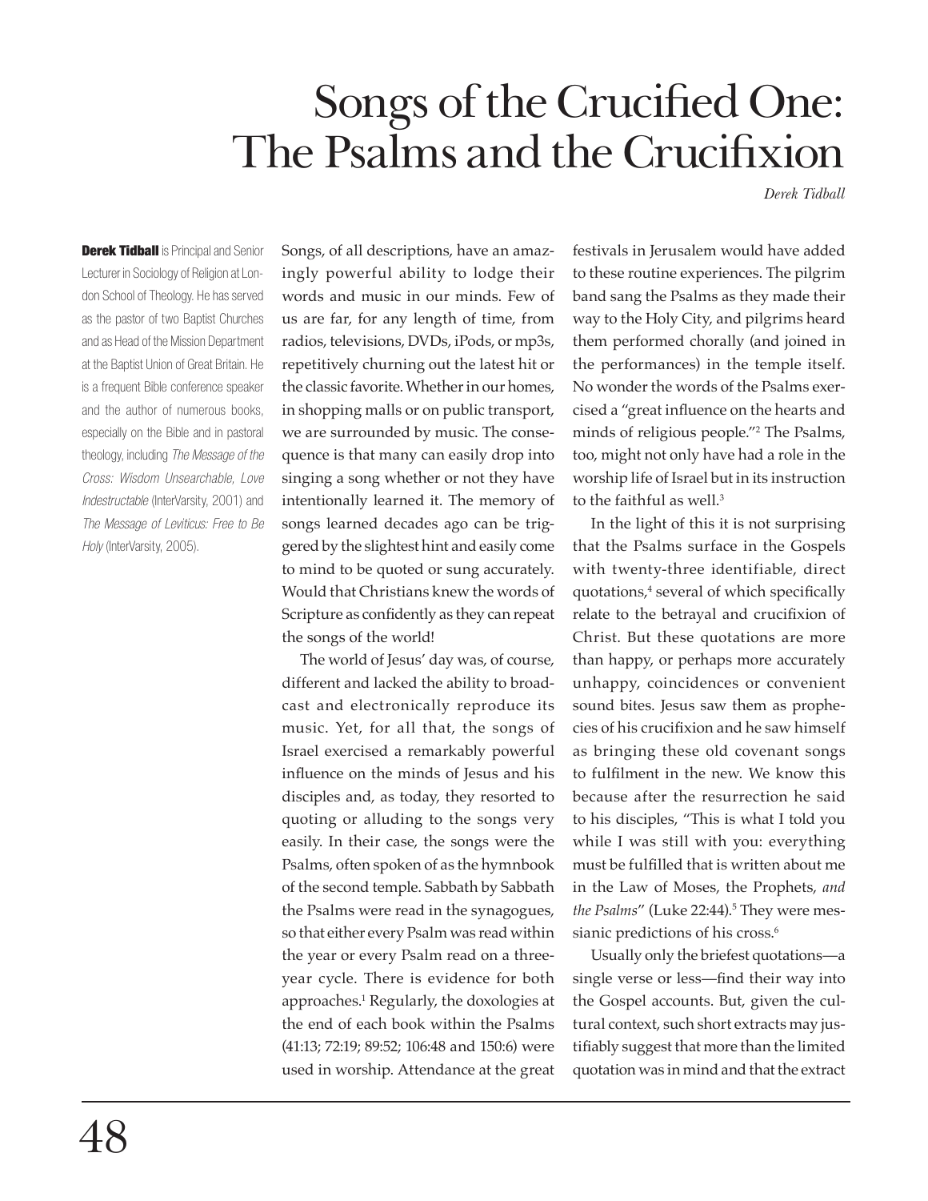# Songs of the Crucified One: The Psalms and the Crucifixion

*Derek Tidball*

**Derek Tidball** is Principal and Senior Lecturer in Sociology of Religion at London School of Theology. He has served as the pastor of two Baptist Churches and as Head of the Mission Department at the Baptist Union of Great Britain. He is a frequent Bible conference speaker and the author of numerous books, especially on the Bible and in pastoral theology, including *The Message of the Cross: Wisdom Unsearchable, Love Indestructable* (InterVarsity, 2001) and *The Message of Leviticus: Free to Be Holy* (InterVarsity, 2005).

Songs, of all descriptions, have an amazingly powerful ability to lodge their words and music in our minds. Few of us are far, for any length of time, from radios, televisions, DVDs, iPods, or mp3s, repetitively churning out the latest hit or the classic favorite. Whether in our homes, in shopping malls or on public transport, we are surrounded by music. The consequence is that many can easily drop into singing a song whether or not they have intentionally learned it. The memory of songs learned decades ago can be triggered by the slightest hint and easily come to mind to be quoted or sung accurately. Would that Christians knew the words of Scripture as confidently as they can repeat the songs of the world!

The world of Jesus' day was, of course, different and lacked the ability to broadcast and electronically reproduce its music. Yet, for all that, the songs of Israel exercised a remarkably powerful influence on the minds of Jesus and his disciples and, as today, they resorted to quoting or alluding to the songs very easily. In their case, the songs were the Psalms, often spoken of as the hymnbook of the second temple. Sabbath by Sabbath the Psalms were read in the synagogues, so that either every Psalm was read within the year or every Psalm read on a three-year cycle. There is evidence for both approaches.[1] Regularly, the doxologies at the end of each book within the Psalms (41:13; 72:19; 89:52; 106:48 and 150:6) were used in worship. Attendance at the great festivals in Jerusalem would have added to these routine experiences. The pilgrim band sang the Psalms as they made their way to the Holy City, and pilgrims heard them performed chorally (and joined in the performances) in the temple itself. No wonder the words of the Psalms exercised a "great influence on the hearts and minds of religious people."[2] The Psalms, too, might not only have had a role in the worship life of Israel but in its instruction to the faithful as well.[3]

In the light of this it is not surprising that the Psalms surface in the Gospels with twenty-three identifiable, direct quotations,[4] several of which specifically relate to the betrayal and crucifixion of Christ. But these quotations are more than happy, or perhaps more accurately unhappy, coincidences or convenient sound bites. Jesus saw them as prophecies of his crucifixion and he saw himself as bringing these old covenant songs to fulfilment in the new. We know this because after the resurrection he said to his disciples, "This is what I told you while I was still with you: everything must be fulfilled that is written about me in the Law of Moses, the Prophets, *and the Psalms*" (Luke 22:44).[5] They were messianic predictions of his cross.[6]

Usually only the briefest quotations—a single verse or less—find their way into the Gospel accounts. But, given the cultural context, such short extracts may justifiably suggest that more than the limited quotation was in mind and that the extract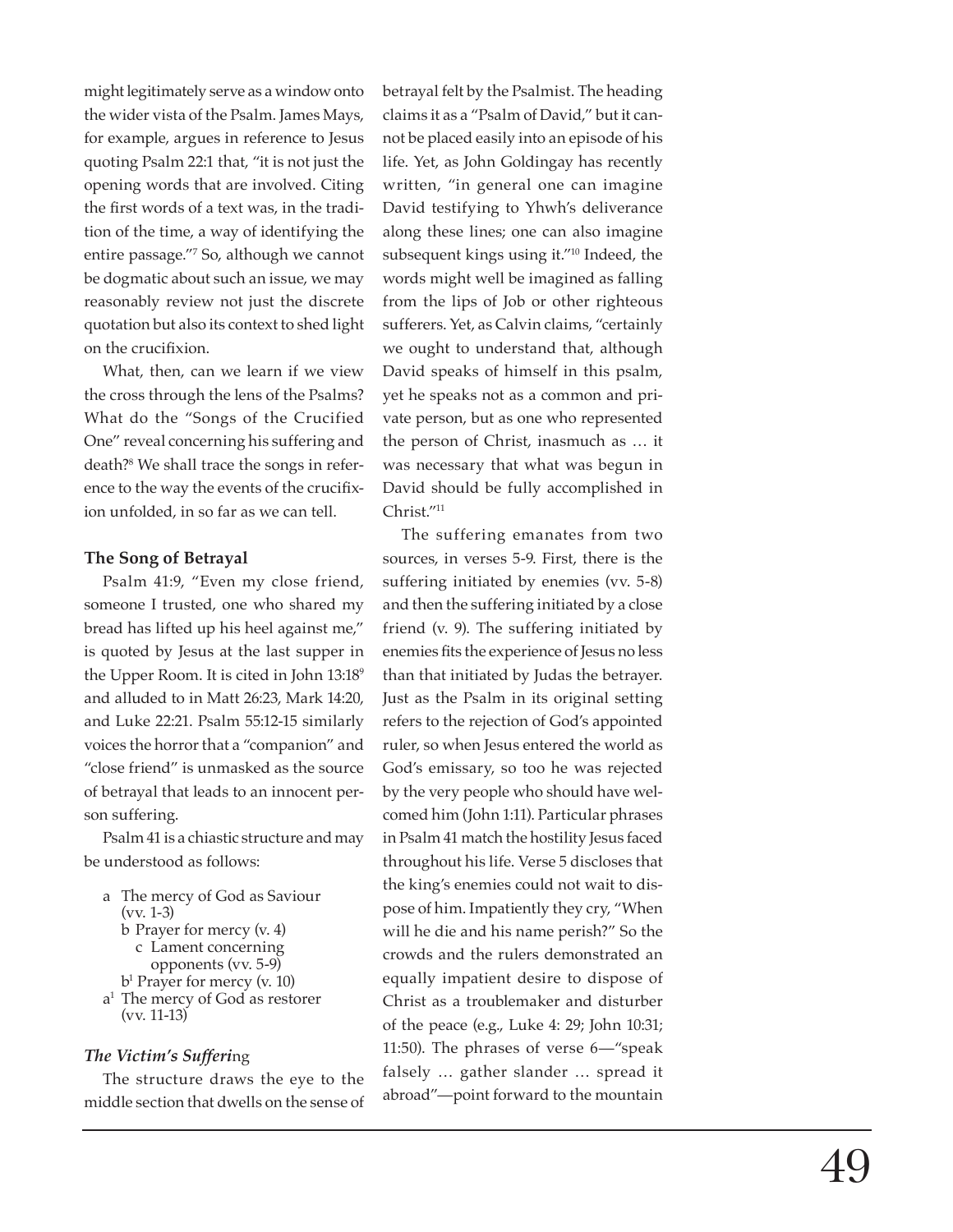might legitimately serve as a window onto the wider vista of the Psalm. James Mays, for example, argues in reference to Jesus quoting Psalm 22:1 that, "it is not just the opening words that are involved. Citing the first words of a text was, in the tradition of the time, a way of identifying the entire passage."[7] So, although we cannot be dogmatic about such an issue, we may reasonably review not just the discrete quotation but also its context to shed light on the crucifixion.

What, then, can we learn if we view the cross through the lens of the Psalms? What do the "Songs of the Crucified One" reveal concerning his suffering and death?[8] We shall trace the songs in reference to the way the events of the crucifixion unfolded, in so far as we can tell.

### The Song of Betrayal

Psalm 41:9, "Even my close friend, someone I trusted, one who shared my bread has lifted up his heel against me," is quoted by Jesus at the last supper in the Upper Room. It is cited in John 13:18[9] and alluded to in Matt 26:23, Mark 14:20, and Luke 22:21. Psalm 55:12-15 similarly voices the horror that a "companion" and "close friend" is unmasked as the source of betrayal that leads to an innocent person suffering.

Psalm 41 is a chiastic structure and may be understood as follows:

- a The mercy of God as Saviour (vv. 1-3)
  - b Prayer for mercy (v. 4)
    - c Lament concerning opponents (vv. 5-9)
  - b[1] Prayer for mercy (v. 10)
- a[1] The mercy of God as restorer (vv. 11-13)

#### *The Victim's Suffering*

The structure draws the eye to the middle section that dwells on the sense of betrayal felt by the Psalmist. The heading claims it as a "Psalm of David," but it cannot be placed easily into an episode of his life. Yet, as John Goldingay has recently written, "in general one can imagine David testifying to Yhwh's deliverance along these lines; one can also imagine subsequent kings using it."[10] Indeed, the words might well be imagined as falling from the lips of Job or other righteous sufferers. Yet, as Calvin claims, "certainly we ought to understand that, although David speaks of himself in this psalm, yet he speaks not as a common and private person, but as one who represented the person of Christ, inasmuch as … it was necessary that what was begun in David should be fully accomplished in Christ."[11]

The suffering emanates from two sources, in verses 5-9. First, there is the suffering initiated by enemies (vv. 5-8) and then the suffering initiated by a close friend (v. 9). The suffering initiated by enemies fits the experience of Jesus no less than that initiated by Judas the betrayer. Just as the Psalm in its original setting refers to the rejection of God's appointed ruler, so when Jesus entered the world as God's emissary, so too he was rejected by the very people who should have welcomed him (John 1:11). Particular phrases in Psalm 41 match the hostility Jesus faced throughout his life. Verse 5 discloses that the king's enemies could not wait to dispose of him. Impatiently they cry, "When will he die and his name perish?" So the crowds and the rulers demonstrated an equally impatient desire to dispose of Christ as a troublemaker and disturber of the peace (e.g., Luke 4: 29; John 10:31; 11:50). The phrases of verse 6—"speak falsely … gather slander … spread it abroad"—point forward to the mountain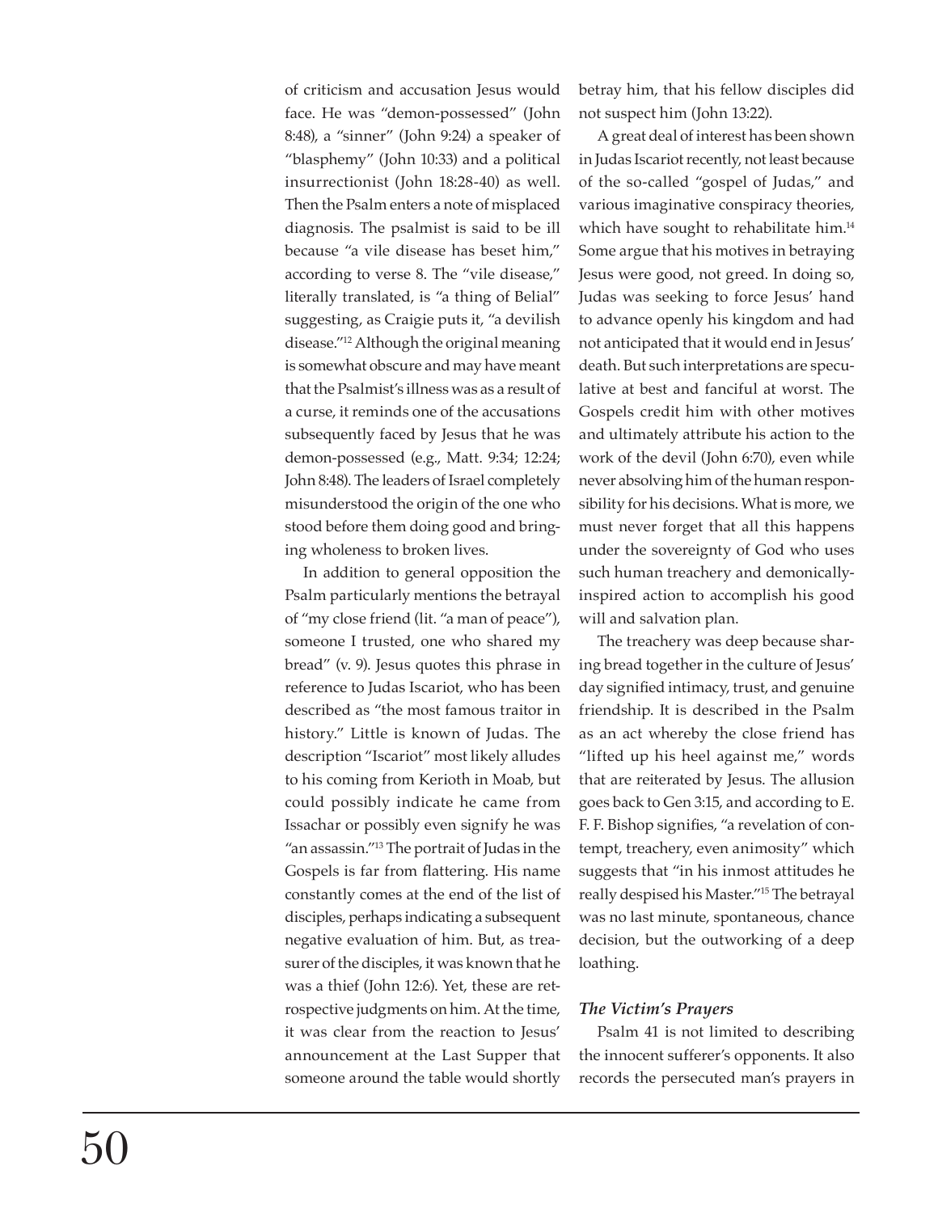of criticism and accusation Jesus would face. He was "demon-possessed" (John 8:48), a "sinner" (John 9:24) a speaker of "blasphemy" (John 10:33) and a political insurrectionist (John 18:28-40) as well. Then the Psalm enters a note of misplaced diagnosis. The psalmist is said to be ill because "a vile disease has beset him," according to verse 8. The "vile disease," literally translated, is "a thing of Belial" suggesting, as Craigie puts it, "a devilish disease."[12] Although the original meaning is somewhat obscure and may have meant that the Psalmist's illness was as a result of a curse, it reminds one of the accusations subsequently faced by Jesus that he was demon-possessed (e.g., Matt. 9:34; 12:24; John 8:48). The leaders of Israel completely misunderstood the origin of the one who stood before them doing good and bringing wholeness to broken lives.

In addition to general opposition the Psalm particularly mentions the betrayal of "my close friend (lit. "a man of peace"), someone I trusted, one who shared my bread" (v. 9). Jesus quotes this phrase in reference to Judas Iscariot, who has been described as "the most famous traitor in history." Little is known of Judas. The description "Iscariot" most likely alludes to his coming from Kerioth in Moab, but could possibly indicate he came from Issachar or possibly even signify he was "an assassin."[13] The portrait of Judas in the Gospels is far from flattering. His name constantly comes at the end of the list of disciples, perhaps indicating a subsequent negative evaluation of him. But, as treasurer of the disciples, it was known that he was a thief (John 12:6). Yet, these are retrospective judgments on him. At the time, it was clear from the reaction to Jesus' announcement at the Last Supper that someone around the table would shortly betray him, that his fellow disciples did not suspect him (John 13:22).

A great deal of interest has been shown in Judas Iscariot recently, not least because of the so-called "gospel of Judas," and various imaginative conspiracy theories, which have sought to rehabilitate him.[14] Some argue that his motives in betraying Jesus were good, not greed. In doing so, Judas was seeking to force Jesus' hand to advance openly his kingdom and had not anticipated that it would end in Jesus' death. But such interpretations are speculative at best and fanciful at worst. The Gospels credit him with other motives and ultimately attribute his action to the work of the devil (John 6:70), even while never absolving him of the human responsibility for his decisions. What is more, we must never forget that all this happens under the sovereignty of God who uses such human treachery and demonically-inspired action to accomplish his good will and salvation plan.

The treachery was deep because sharing bread together in the culture of Jesus' day signified intimacy, trust, and genuine friendship. It is described in the Psalm as an act whereby the close friend has "lifted up his heel against me," words that are reiterated by Jesus. The allusion goes back to Gen 3:15, and according to E. F. F. Bishop signifies, "a revelation of contempt, treachery, even animosity" which suggests that "in his inmost attitudes he really despised his Master."[15] The betrayal was no last minute, spontaneous, chance decision, but the outworking of a deep loathing.

### *The Victim's Prayers*

Psalm 41 is not limited to describing the innocent sufferer's opponents. It also records the persecuted man's prayers in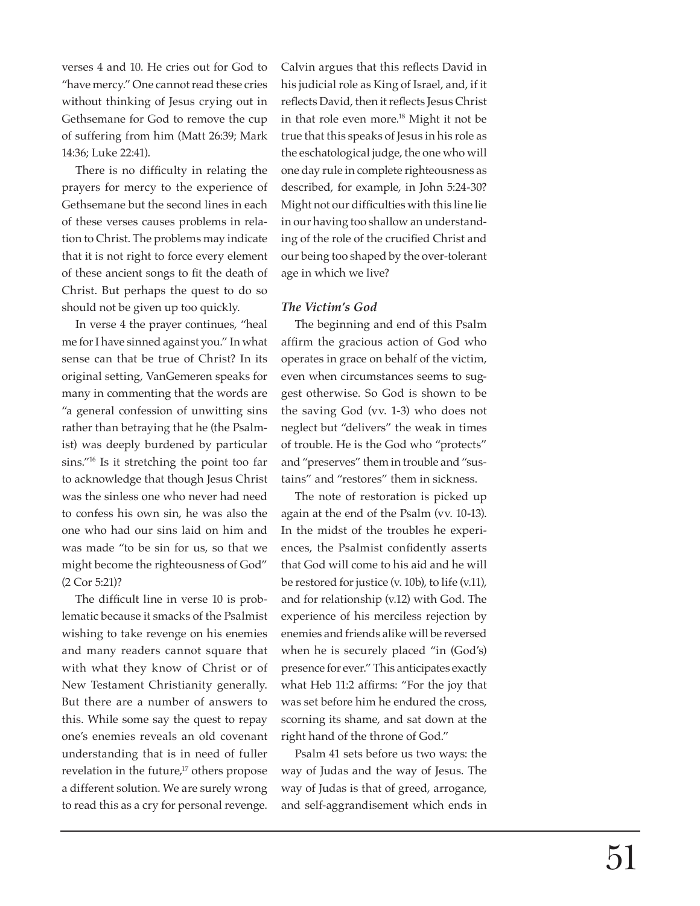verses 4 and 10. He cries out for God to "have mercy." One cannot read these cries without thinking of Jesus crying out in Gethsemane for God to remove the cup of suffering from him (Matt 26:39; Mark 14:36; Luke 22:41).

There is no difficulty in relating the prayers for mercy to the experience of Gethsemane but the second lines in each of these verses causes problems in relation to Christ. The problems may indicate that it is not right to force every element of these ancient songs to fit the death of Christ. But perhaps the quest to do so should not be given up too quickly.

In verse 4 the prayer continues, "heal me for I have sinned against you." In what sense can that be true of Christ? In its original setting, VanGemeren speaks for many in commenting that the words are "a general confession of unwitting sins rather than betraying that he (the Psalmist) was deeply burdened by particular sins."[16] Is it stretching the point too far to acknowledge that though Jesus Christ was the sinless one who never had need to confess his own sin, he was also the one who had our sins laid on him and was made "to be sin for us, so that we might become the righteousness of God" (2 Cor 5:21)?

The difficult line in verse 10 is problematic because it smacks of the Psalmist wishing to take revenge on his enemies and many readers cannot square that with what they know of Christ or of New Testament Christianity generally. But there are a number of answers to this. While some say the quest to repay one's enemies reveals an old covenant understanding that is in need of fuller revelation in the future,[17] others propose a different solution. We are surely wrong to read this as a cry for personal revenge. Calvin argues that this reflects David in his judicial role as King of Israel, and, if it reflects David, then it reflects Jesus Christ in that role even more.[18] Might it not be true that this speaks of Jesus in his role as the eschatological judge, the one who will one day rule in complete righteousness as described, for example, in John 5:24-30? Might not our difficulties with this line lie in our having too shallow an understanding of the role of the crucified Christ and our being too shaped by the over-tolerant age in which we live?

### *The Victim's God*

The beginning and end of this Psalm affirm the gracious action of God who operates in grace on behalf of the victim, even when circumstances seems to suggest otherwise. So God is shown to be the saving God (vv. 1-3) who does not neglect but "delivers" the weak in times of trouble. He is the God who "protects" and "preserves" them in trouble and "sustains" and "restores" them in sickness.

The note of restoration is picked up again at the end of the Psalm (vv. 10-13). In the midst of the troubles he experiences, the Psalmist confidently asserts that God will come to his aid and he will be restored for justice (v. 10b), to life (v.11), and for relationship (v.12) with God. The experience of his merciless rejection by enemies and friends alike will be reversed when he is securely placed "in (God's) presence for ever." This anticipates exactly what Heb 11:2 affirms: "For the joy that was set before him he endured the cross, scorning its shame, and sat down at the right hand of the throne of God."

Psalm 41 sets before us two ways: the way of Judas and the way of Jesus. The way of Judas is that of greed, arrogance, and self-aggrandisement which ends in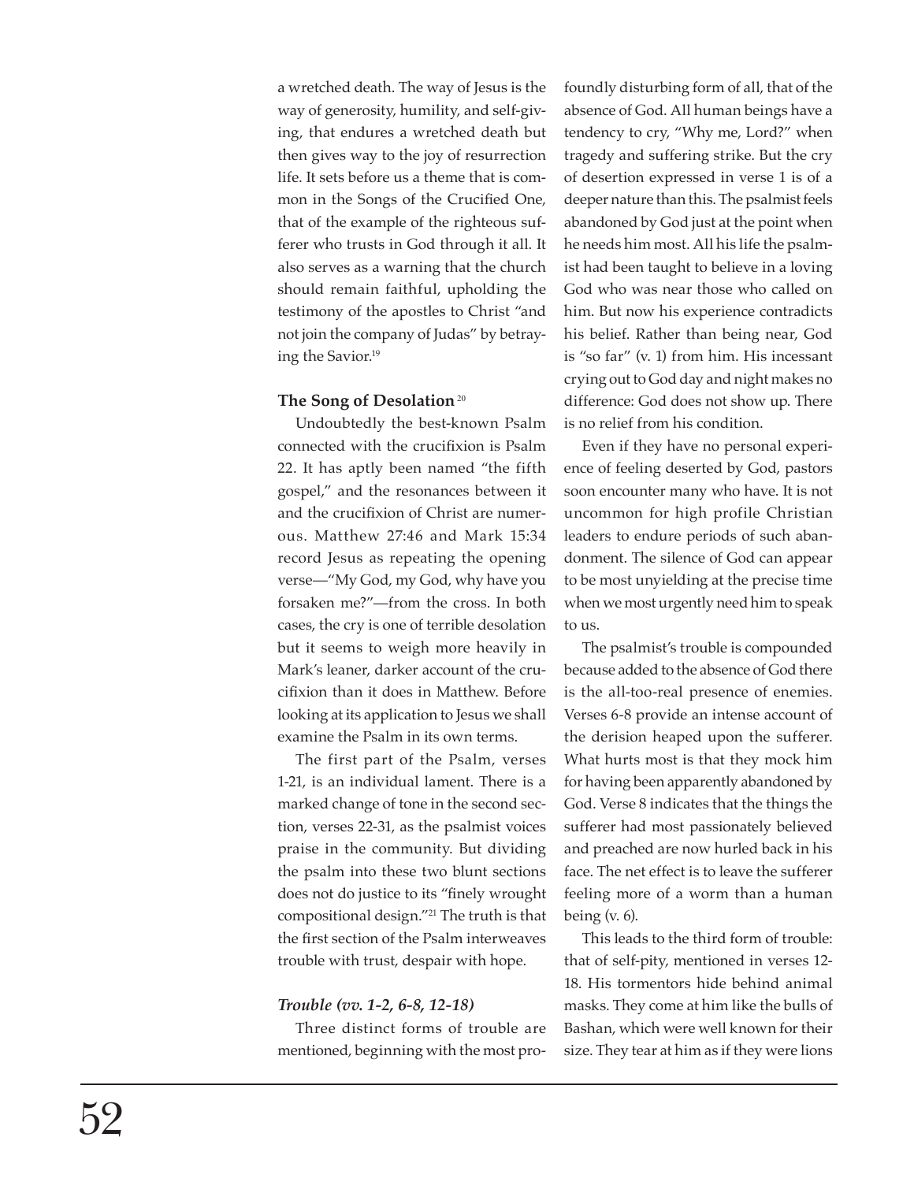a wretched death. The way of Jesus is the way of generosity, humility, and self-giving, that endures a wretched death but then gives way to the joy of resurrection life. It sets before us a theme that is common in the Songs of the Crucified One, that of the example of the righteous sufferer who trusts in God through it all. It also serves as a warning that the church should remain faithful, upholding the testimony of the apostles to Christ "and not join the company of Judas" by betraying the Savior.[19]

**The Song of Desolation**[20]

Undoubtedly the best-known Psalm connected with the crucifixion is Psalm 22. It has aptly been named "the fifth gospel," and the resonances between it and the crucifixion of Christ are numerous. Matthew 27:46 and Mark 15:34 record Jesus as repeating the opening verse—"My God, my God, why have you forsaken me?"—from the cross. In both cases, the cry is one of terrible desolation but it seems to weigh more heavily in Mark's leaner, darker account of the crucifixion than it does in Matthew. Before looking at its application to Jesus we shall examine the Psalm in its own terms.

The first part of the Psalm, verses 1-21, is an individual lament. There is a marked change of tone in the second section, verses 22-31, as the psalmist voices praise in the community. But dividing the psalm into these two blunt sections does not do justice to its "finely wrought compositional design."[21] The truth is that the first section of the Psalm interweaves trouble with trust, despair with hope.

***Trouble (vv. 1-2, 6-8, 12-18)***

Three distinct forms of trouble are mentioned, beginning with the most profoundly disturbing form of all, that of the absence of God. All human beings have a tendency to cry, "Why me, Lord?" when tragedy and suffering strike. But the cry of desertion expressed in verse 1 is of a deeper nature than this. The psalmist feels abandoned by God just at the point when he needs him most. All his life the psalmist had been taught to believe in a loving God who was near those who called on him. But now his experience contradicts his belief. Rather than being near, God is "so far" (v. 1) from him. His incessant crying out to God day and night makes no difference: God does not show up. There is no relief from his condition.

Even if they have no personal experience of feeling deserted by God, pastors soon encounter many who have. It is not uncommon for high profile Christian leaders to endure periods of such abandonment. The silence of God can appear to be most unyielding at the precise time when we most urgently need him to speak to us.

The psalmist's trouble is compounded because added to the absence of God there is the all-too-real presence of enemies. Verses 6-8 provide an intense account of the derision heaped upon the sufferer. What hurts most is that they mock him for having been apparently abandoned by God. Verse 8 indicates that the things the sufferer had most passionately believed and preached are now hurled back in his face. The net effect is to leave the sufferer feeling more of a worm than a human being (v. 6).

This leads to the third form of trouble: that of self-pity, mentioned in verses 12-18. His tormentors hide behind animal masks. They come at him like the bulls of Bashan, which were well known for their size. They tear at him as if they were lions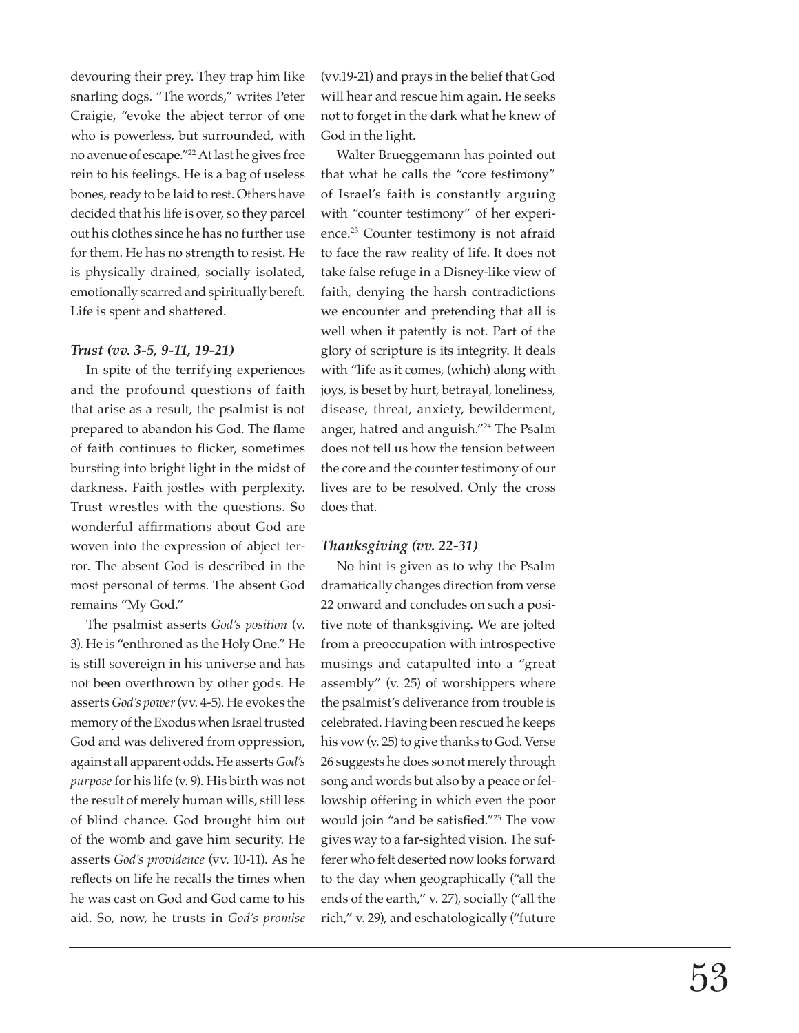devouring their prey. They trap him like snarling dogs. "The words," writes Peter Craigie, "evoke the abject terror of one who is powerless, but surrounded, with no avenue of escape."[22] At last he gives free rein to his feelings. He is a bag of useless bones, ready to be laid to rest. Others have decided that his life is over, so they parcel out his clothes since he has no further use for them. He has no strength to resist. He is physically drained, socially isolated, emotionally scarred and spiritually bereft. Life is spent and shattered.

### *Trust (vv. 3-5, 9-11, 19-21)*

In spite of the terrifying experiences and the profound questions of faith that arise as a result, the psalmist is not prepared to abandon his God. The flame of faith continues to flicker, sometimes bursting into bright light in the midst of darkness. Faith jostles with perplexity. Trust wrestles with the questions. So wonderful affirmations about God are woven into the expression of abject terror. The absent God is described in the most personal of terms. The absent God remains "My God."

The psalmist asserts *God's position* (v. 3). He is "enthroned as the Holy One." He is still sovereign in his universe and has not been overthrown by other gods. He asserts *God's power* (vv. 4-5). He evokes the memory of the Exodus when Israel trusted God and was delivered from oppression, against all apparent odds. He asserts *God's purpose* for his life (v. 9). His birth was not the result of merely human wills, still less of blind chance. God brought him out of the womb and gave him security. He asserts *God's providence* (vv. 10-11). As he reflects on life he recalls the times when he was cast on God and God came to his aid. So, now, he trusts in *God's promise* (vv.19-21) and prays in the belief that God will hear and rescue him again. He seeks not to forget in the dark what he knew of God in the light.

Walter Brueggemann has pointed out that what he calls the "core testimony" of Israel's faith is constantly arguing with "counter testimony" of her experience.[23] Counter testimony is not afraid to face the raw reality of life. It does not take false refuge in a Disney-like view of faith, denying the harsh contradictions we encounter and pretending that all is well when it patently is not. Part of the glory of scripture is its integrity. It deals with "life as it comes, (which) along with joys, is beset by hurt, betrayal, loneliness, disease, threat, anxiety, bewilderment, anger, hatred and anguish."[24] The Psalm does not tell us how the tension between the core and the counter testimony of our lives are to be resolved. Only the cross does that.

### *Thanksgiving (vv. 22-31)*

No hint is given as to why the Psalm dramatically changes direction from verse 22 onward and concludes on such a positive note of thanksgiving. We are jolted from a preoccupation with introspective musings and catapulted into a "great assembly" (v. 25) of worshippers where the psalmist's deliverance from trouble is celebrated. Having been rescued he keeps his vow (v. 25) to give thanks to God. Verse 26 suggests he does so not merely through song and words but also by a peace or fellowship offering in which even the poor would join "and be satisfied."[25] The vow gives way to a far-sighted vision. The sufferer who felt deserted now looks forward to the day when geographically ("all the ends of the earth," v. 27), socially ("all the rich," v. 29), and eschatologically ("future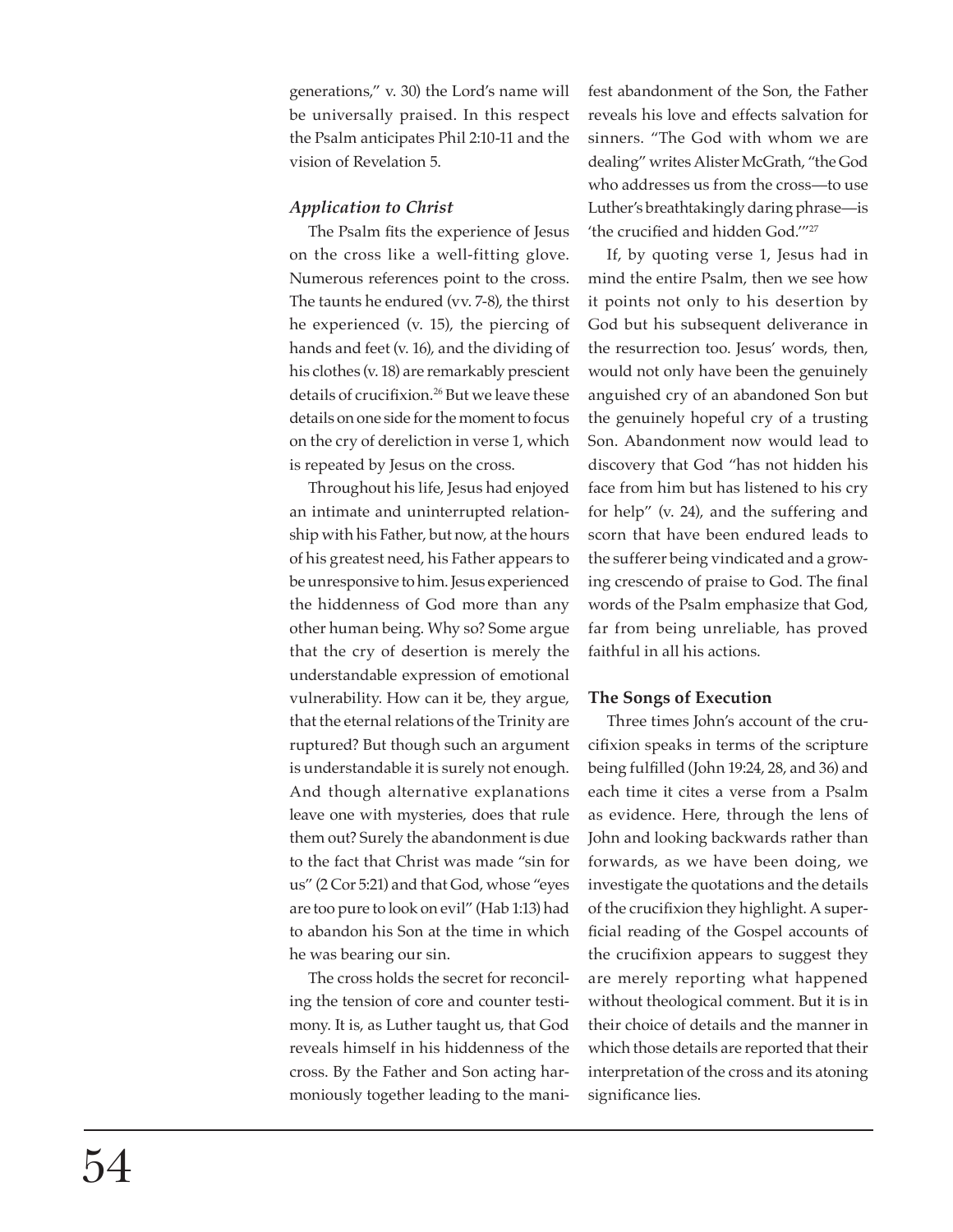generations," v. 30) the Lord's name will be universally praised. In this respect the Psalm anticipates Phil 2:10-11 and the vision of Revelation 5.

### *Application to Christ*

The Psalm fits the experience of Jesus on the cross like a well-fitting glove. Numerous references point to the cross. The taunts he endured (vv. 7-8), the thirst he experienced (v. 15), the piercing of hands and feet (v. 16), and the dividing of his clothes (v. 18) are remarkably prescient details of crucifixion.[26] But we leave these details on one side for the moment to focus on the cry of dereliction in verse 1, which is repeated by Jesus on the cross.

Throughout his life, Jesus had enjoyed an intimate and uninterrupted relationship with his Father, but now, at the hours of his greatest need, his Father appears to be unresponsive to him. Jesus experienced the hiddenness of God more than any other human being. Why so? Some argue that the cry of desertion is merely the understandable expression of emotional vulnerability. How can it be, they argue, that the eternal relations of the Trinity are ruptured? But though such an argument is understandable it is surely not enough. And though alternative explanations leave one with mysteries, does that rule them out? Surely the abandonment is due to the fact that Christ was made "sin for us" (2 Cor 5:21) and that God, whose "eyes are too pure to look on evil" (Hab 1:13) had to abandon his Son at the time in which he was bearing our sin.

The cross holds the secret for reconciling the tension of core and counter testimony. It is, as Luther taught us, that God reveals himself in his hiddenness of the cross. By the Father and Son acting harmoniously together leading to the manifest abandonment of the Son, the Father reveals his love and effects salvation for sinners. "The God with whom we are dealing" writes Alister McGrath, "the God who addresses us from the cross—to use Luther's breathtakingly daring phrase—is 'the crucified and hidden God.'"[27]

If, by quoting verse 1, Jesus had in mind the entire Psalm, then we see how it points not only to his desertion by God but his subsequent deliverance in the resurrection too. Jesus' words, then, would not only have been the genuinely anguished cry of an abandoned Son but the genuinely hopeful cry of a trusting Son. Abandonment now would lead to discovery that God "has not hidden his face from him but has listened to his cry for help" (v. 24), and the suffering and scorn that have been endured leads to the sufferer being vindicated and a growing crescendo of praise to God. The final words of the Psalm emphasize that God, far from being unreliable, has proved faithful in all his actions.

## The Songs of Execution

Three times John's account of the crucifixion speaks in terms of the scripture being fulfilled (John 19:24, 28, and 36) and each time it cites a verse from a Psalm as evidence. Here, through the lens of John and looking backwards rather than forwards, as we have been doing, we investigate the quotations and the details of the crucifixion they highlight. A superficial reading of the Gospel accounts of the crucifixion appears to suggest they are merely reporting what happened without theological comment. But it is in their choice of details and the manner in which those details are reported that their interpretation of the cross and its atoning significance lies.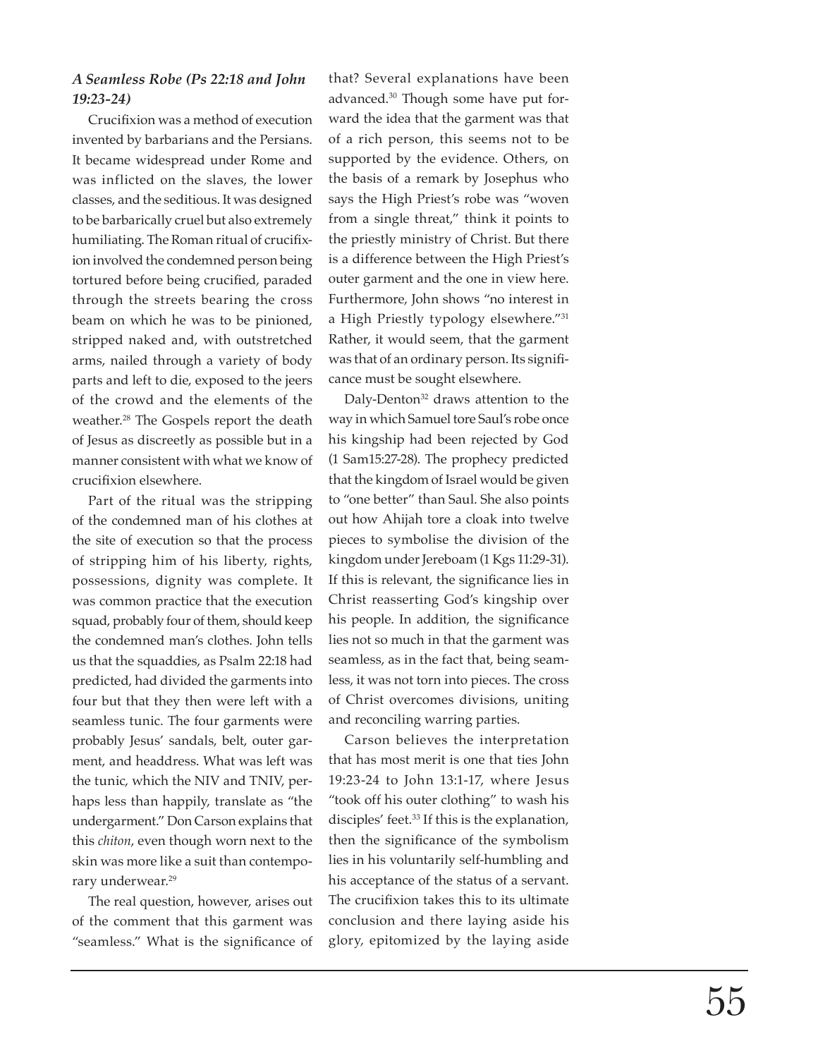### *A Seamless Robe (Ps 22:18 and John 19:23-24)*

Crucifixion was a method of execution invented by barbarians and the Persians. It became widespread under Rome and was inflicted on the slaves, the lower classes, and the seditious. It was designed to be barbarically cruel but also extremely humiliating. The Roman ritual of crucifixion involved the condemned person being tortured before being crucified, paraded through the streets bearing the cross beam on which he was to be pinioned, stripped naked and, with outstretched arms, nailed through a variety of body parts and left to die, exposed to the jeers of the crowd and the elements of the weather.[28] The Gospels report the death of Jesus as discreetly as possible but in a manner consistent with what we know of crucifixion elsewhere.

Part of the ritual was the stripping of the condemned man of his clothes at the site of execution so that the process of stripping him of his liberty, rights, possessions, dignity was complete. It was common practice that the execution squad, probably four of them, should keep the condemned man's clothes. John tells us that the squaddies, as Psalm 22:18 had predicted, had divided the garments into four but that they then were left with a seamless tunic. The four garments were probably Jesus' sandals, belt, outer garment, and headdress. What was left was the tunic, which the NIV and TNIV, perhaps less than happily, translate as "the undergarment." Don Carson explains that this *chiton*, even though worn next to the skin was more like a suit than contemporary underwear.[29]

The real question, however, arises out of the comment that this garment was "seamless." What is the significance of that? Several explanations have been advanced.[30] Though some have put forward the idea that the garment was that of a rich person, this seems not to be supported by the evidence. Others, on the basis of a remark by Josephus who says the High Priest's robe was "woven from a single threat," think it points to the priestly ministry of Christ. But there is a difference between the High Priest's outer garment and the one in view here. Furthermore, John shows "no interest in a High Priestly typology elsewhere."[31] Rather, it would seem, that the garment was that of an ordinary person. Its significance must be sought elsewhere.

Daly-Denton[32] draws attention to the way in which Samuel tore Saul's robe once his kingship had been rejected by God (1 Sam15:27-28). The prophecy predicted that the kingdom of Israel would be given to "one better" than Saul. She also points out how Ahijah tore a cloak into twelve pieces to symbolise the division of the kingdom under Jereboam (1 Kgs 11:29-31). If this is relevant, the significance lies in Christ reasserting God's kingship over his people. In addition, the significance lies not so much in that the garment was seamless, as in the fact that, being seamless, it was not torn into pieces. The cross of Christ overcomes divisions, uniting and reconciling warring parties.

Carson believes the interpretation that has most merit is one that ties John 19:23-24 to John 13:1-17, where Jesus "took off his outer clothing" to wash his disciples' feet.[33] If this is the explanation, then the significance of the symbolism lies in his voluntarily self-humbling and his acceptance of the status of a servant. The crucifixion takes this to its ultimate conclusion and there laying aside his glory, epitomized by the laying aside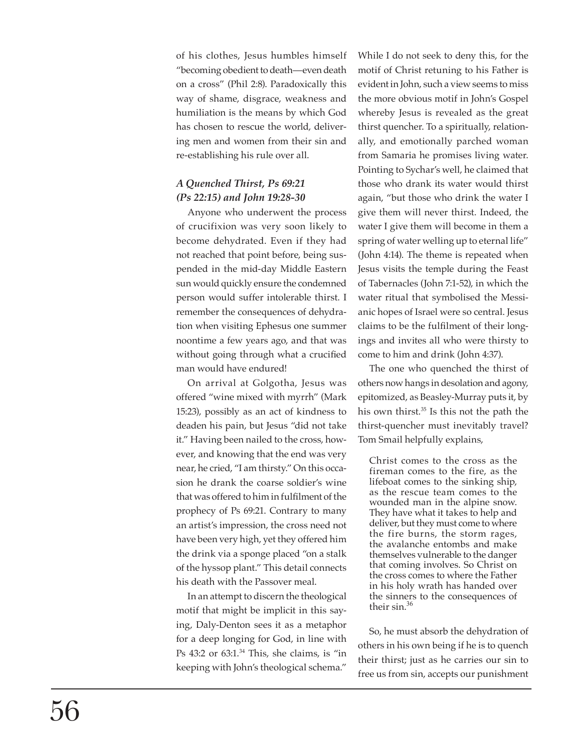of his clothes, Jesus humbles himself "becoming obedient to death—even death on a cross" (Phil 2:8). Paradoxically this way of shame, disgrace, weakness and humiliation is the means by which God has chosen to rescue the world, delivering men and women from their sin and re-establishing his rule over all.

### *A Quenched Thirst, Ps 69:21 (Ps 22:15) and John 19:28-30*

Anyone who underwent the process of crucifixion was very soon likely to become dehydrated. Even if they had not reached that point before, being suspended in the mid-day Middle Eastern sun would quickly ensure the condemned person would suffer intolerable thirst. I remember the consequences of dehydration when visiting Ephesus one summer noontime a few years ago, and that was without going through what a crucified man would have endured!

On arrival at Golgotha, Jesus was offered "wine mixed with myrrh" (Mark 15:23), possibly as an act of kindness to deaden his pain, but Jesus "did not take it." Having been nailed to the cross, however, and knowing that the end was very near, he cried, "I am thirsty." On this occasion he drank the coarse soldier's wine that was offered to him in fulfilment of the prophecy of Ps 69:21. Contrary to many an artist's impression, the cross need not have been very high, yet they offered him the drink via a sponge placed "on a stalk of the hyssop plant." This detail connects his death with the Passover meal.

In an attempt to discern the theological motif that might be implicit in this saying, Daly-Denton sees it as a metaphor for a deep longing for God, in line with Ps 43:2 or 63:1.[34] This, she claims, is "in keeping with John's theological schema." While I do not seek to deny this, for the motif of Christ retuning to his Father is evident in John, such a view seems to miss the more obvious motif in John's Gospel whereby Jesus is revealed as the great thirst quencher. To a spiritually, relationally, and emotionally parched woman from Samaria he promises living water. Pointing to Sychar's well, he claimed that those who drank its water would thirst again, "but those who drink the water I give them will never thirst. Indeed, the water I give them will become in them a spring of water welling up to eternal life" (John 4:14). The theme is repeated when Jesus visits the temple during the Feast of Tabernacles (John 7:1-52), in which the water ritual that symbolised the Messianic hopes of Israel were so central. Jesus claims to be the fulfilment of their longings and invites all who were thirsty to come to him and drink (John 4:37).

The one who quenched the thirst of others now hangs in desolation and agony, epitomized, as Beasley-Murray puts it, by his own thirst.[35] Is this not the path the thirst-quencher must inevitably travel? Tom Smail helpfully explains,

> Christ comes to the cross as the fireman comes to the fire, as the lifeboat comes to the sinking ship, as the rescue team comes to the wounded man in the alpine snow. They have what it takes to help and deliver, but they must come to where the fire burns, the storm rages, the avalanche entombs and make themselves vulnerable to the danger that coming involves. So Christ on the cross comes to where the Father in his holy wrath has handed over the sinners to the consequences of their sin.[36]

So, he must absorb the dehydration of others in his own being if he is to quench their thirst; just as he carries our sin to free us from sin, accepts our punishment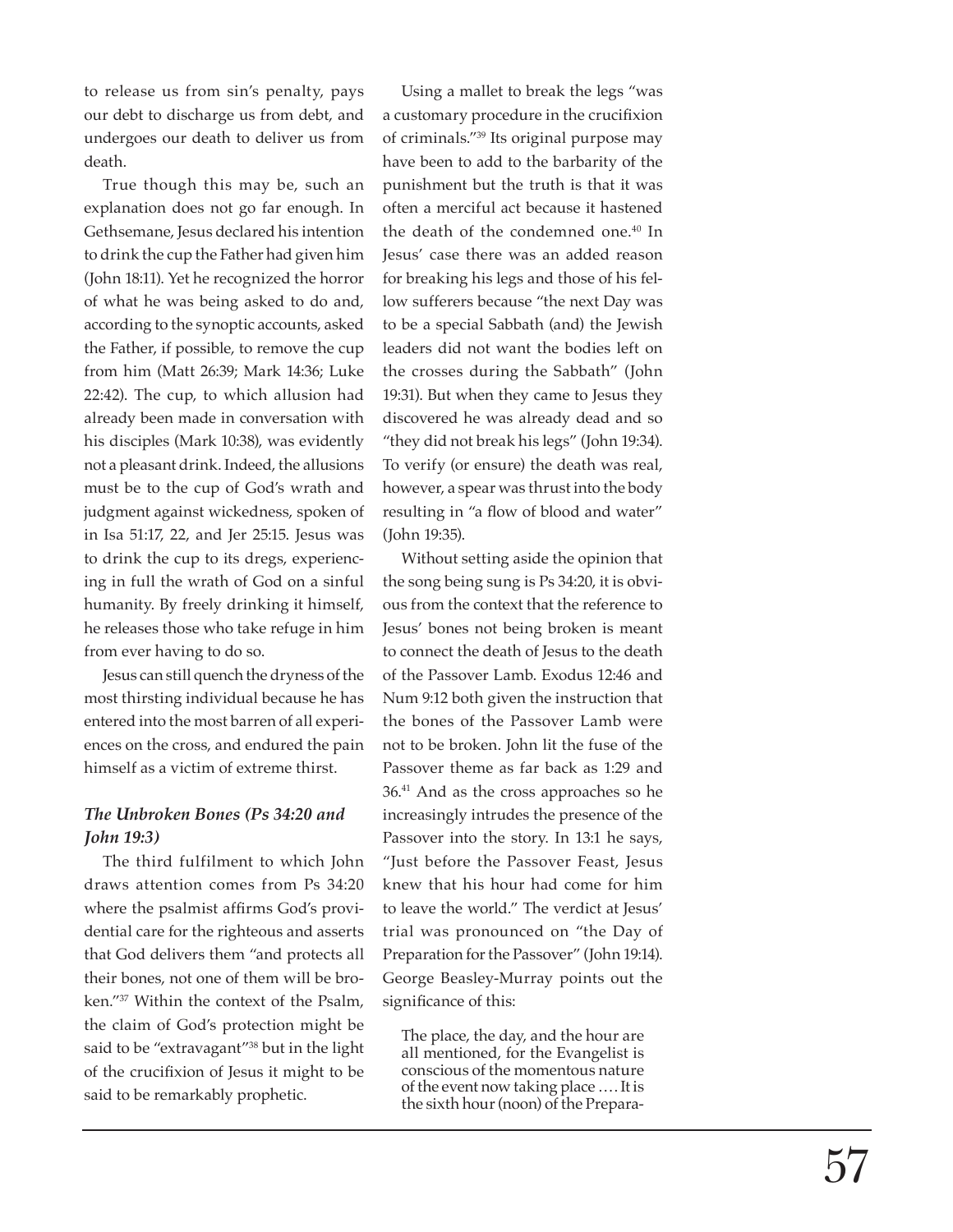to release us from sin's penalty, pays our debt to discharge us from debt, and undergoes our death to deliver us from death.

True though this may be, such an explanation does not go far enough. In Gethsemane, Jesus declared his intention to drink the cup the Father had given him (John 18:11). Yet he recognized the horror of what he was being asked to do and, according to the synoptic accounts, asked the Father, if possible, to remove the cup from him (Matt 26:39; Mark 14:36; Luke 22:42). The cup, to which allusion had already been made in conversation with his disciples (Mark 10:38), was evidently not a pleasant drink. Indeed, the allusions must be to the cup of God's wrath and judgment against wickedness, spoken of in Isa 51:17, 22, and Jer 25:15. Jesus was to drink the cup to its dregs, experiencing in full the wrath of God on a sinful humanity. By freely drinking it himself, he releases those who take refuge in him from ever having to do so.

Jesus can still quench the dryness of the most thirsting individual because he has entered into the most barren of all experiences on the cross, and endured the pain himself as a victim of extreme thirst.

### *The Unbroken Bones (Ps 34:20 and John 19:3)*

The third fulfilment to which John draws attention comes from Ps 34:20 where the psalmist affirms God's providential care for the righteous and asserts that God delivers them "and protects all their bones, not one of them will be broken."[37] Within the context of the Psalm, the claim of God's protection might be said to be "extravagant"[38] but in the light of the crucifixion of Jesus it might to be said to be remarkably prophetic.

Using a mallet to break the legs "was a customary procedure in the crucifixion of criminals."[39] Its original purpose may have been to add to the barbarity of the punishment but the truth is that it was often a merciful act because it hastened the death of the condemned one.[40] In Jesus' case there was an added reason for breaking his legs and those of his fellow sufferers because "the next Day was to be a special Sabbath (and) the Jewish leaders did not want the bodies left on the crosses during the Sabbath" (John 19:31). But when they came to Jesus they discovered he was already dead and so "they did not break his legs" (John 19:34). To verify (or ensure) the death was real, however, a spear was thrust into the body resulting in "a flow of blood and water" (John 19:35).

Without setting aside the opinion that the song being sung is Ps 34:20, it is obvious from the context that the reference to Jesus' bones not being broken is meant to connect the death of Jesus to the death of the Passover Lamb. Exodus 12:46 and Num 9:12 both given the instruction that the bones of the Passover Lamb were not to be broken. John lit the fuse of the Passover theme as far back as 1:29 and 36.[41] And as the cross approaches so he increasingly intrudes the presence of the Passover into the story. In 13:1 he says, "Just before the Passover Feast, Jesus knew that his hour had come for him to leave the world." The verdict at Jesus' trial was pronounced on "the Day of Preparation for the Passover" (John 19:14). George Beasley-Murray points out the significance of this:

> The place, the day, and the hour are all mentioned, for the Evangelist is conscious of the momentous nature of the event now taking place …. It is the sixth hour (noon) of the Prepara-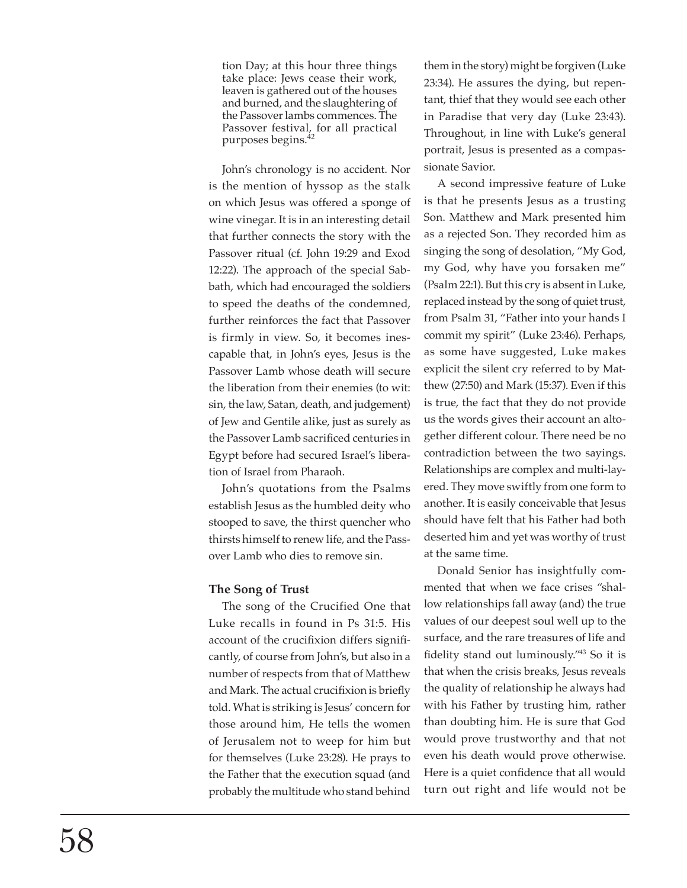> tion Day; at this hour three things take place: Jews cease their work, leaven is gathered out of the houses and burned, and the slaughtering of the Passover lambs commences. The Passover festival, for all practical purposes begins.[42]

John's chronology is no accident. Nor is the mention of hyssop as the stalk on which Jesus was offered a sponge of wine vinegar. It is in an interesting detail that further connects the story with the Passover ritual (cf. John 19:29 and Exod 12:22). The approach of the special Sabbath, which had encouraged the soldiers to speed the deaths of the condemned, further reinforces the fact that Passover is firmly in view. So, it becomes inescapable that, in John's eyes, Jesus is the Passover Lamb whose death will secure the liberation from their enemies (to wit: sin, the law, Satan, death, and judgement) of Jew and Gentile alike, just as surely as the Passover Lamb sacrificed centuries in Egypt before had secured Israel's liberation of Israel from Pharaoh.

John's quotations from the Psalms establish Jesus as the humbled deity who stooped to save, the thirst quencher who thirsts himself to renew life, and the Passover Lamb who dies to remove sin.

**The Song of Trust**

The song of the Crucified One that Luke recalls in found in Ps 31:5. His account of the crucifixion differs significantly, of course from John's, but also in a number of respects from that of Matthew and Mark. The actual crucifixion is briefly told. What is striking is Jesus' concern for those around him, He tells the women of Jerusalem not to weep for him but for themselves (Luke 23:28). He prays to the Father that the execution squad (and probably the multitude who stand behind them in the story) might be forgiven (Luke 23:34). He assures the dying, but repentant, thief that they would see each other in Paradise that very day (Luke 23:43). Throughout, in line with Luke's general portrait, Jesus is presented as a compassionate Savior.

A second impressive feature of Luke is that he presents Jesus as a trusting Son. Matthew and Mark presented him as a rejected Son. They recorded him as singing the song of desolation, "My God, my God, why have you forsaken me" (Psalm 22:1). But this cry is absent in Luke, replaced instead by the song of quiet trust, from Psalm 31, "Father into your hands I commit my spirit" (Luke 23:46). Perhaps, as some have suggested, Luke makes explicit the silent cry referred to by Matthew (27:50) and Mark (15:37). Even if this is true, the fact that they do not provide us the words gives their account an altogether different colour. There need be no contradiction between the two sayings. Relationships are complex and multi-layered. They move swiftly from one form to another. It is easily conceivable that Jesus should have felt that his Father had both deserted him and yet was worthy of trust at the same time.

Donald Senior has insightfully commented that when we face crises "shallow relationships fall away (and) the true values of our deepest soul well up to the surface, and the rare treasures of life and fidelity stand out luminously."[43] So it is that when the crisis breaks, Jesus reveals the quality of relationship he always had with his Father by trusting him, rather than doubting him. He is sure that God would prove trustworthy and that not even his death would prove otherwise. Here is a quiet confidence that all would turn out right and life would not be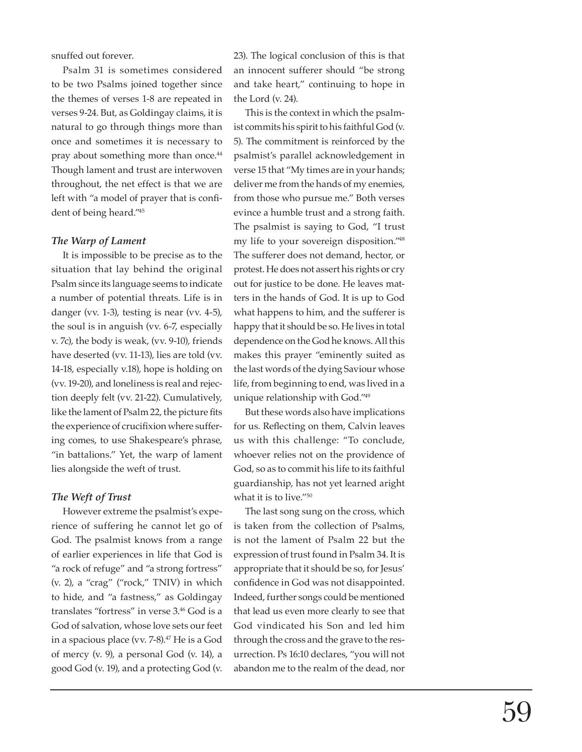snuffed out forever.

Psalm 31 is sometimes considered to be two Psalms joined together since the themes of verses 1-8 are repeated in verses 9-24. But, as Goldingay claims, it is natural to go through things more than once and sometimes it is necessary to pray about something more than once.[44] Though lament and trust are interwoven throughout, the net effect is that we are left with "a model of prayer that is confident of being heard."[45]

### *The Warp of Lament*

It is impossible to be precise as to the situation that lay behind the original Psalm since its language seems to indicate a number of potential threats. Life is in danger (vv. 1-3), testing is near (vv. 4-5), the soul is in anguish (vv. 6-7, especially v. 7c), the body is weak, (vv. 9-10), friends have deserted (vv. 11-13), lies are told (vv. 14-18, especially v.18), hope is holding on (vv. 19-20), and loneliness is real and rejection deeply felt (vv. 21-22). Cumulatively, like the lament of Psalm 22, the picture fits the experience of crucifixion where suffering comes, to use Shakespeare's phrase, "in battalions." Yet, the warp of lament lies alongside the weft of trust.

### *The Weft of Trust*

However extreme the psalmist's experience of suffering he cannot let go of God. The psalmist knows from a range of earlier experiences in life that God is "a rock of refuge" and "a strong fortress" (v. 2), a "crag" ("rock," TNIV) in which to hide, and "a fastness," as Goldingay translates "fortress" in verse 3.[46] God is a God of salvation, whose love sets our feet in a spacious place (vv. 7-8).[47] He is a God of mercy (v. 9), a personal God (v. 14), a good God (v. 19), and a protecting God (v. 23). The logical conclusion of this is that an innocent sufferer should "be strong and take heart," continuing to hope in the Lord (v. 24).

This is the context in which the psalmist commits his spirit to his faithful God (v. 5). The commitment is reinforced by the psalmist's parallel acknowledgement in verse 15 that "My times are in your hands; deliver me from the hands of my enemies, from those who pursue me." Both verses evince a humble trust and a strong faith. The psalmist is saying to God, "I trust my life to your sovereign disposition."[48] The sufferer does not demand, hector, or protest. He does not assert his rights or cry out for justice to be done. He leaves matters in the hands of God. It is up to God what happens to him, and the sufferer is happy that it should be so. He lives in total dependence on the God he knows. All this makes this prayer "eminently suited as the last words of the dying Saviour whose life, from beginning to end, was lived in a unique relationship with God."[49]

But these words also have implications for us. Reflecting on them, Calvin leaves us with this challenge: "To conclude, whoever relies not on the providence of God, so as to commit his life to its faithful guardianship, has not yet learned aright what it is to live."[50]

The last song sung on the cross, which is taken from the collection of Psalms, is not the lament of Psalm 22 but the expression of trust found in Psalm 34. It is appropriate that it should be so, for Jesus' confidence in God was not disappointed. Indeed, further songs could be mentioned that lead us even more clearly to see that God vindicated his Son and led him through the cross and the grave to the resurrection. Ps 16:10 declares, "you will not abandon me to the realm of the dead, nor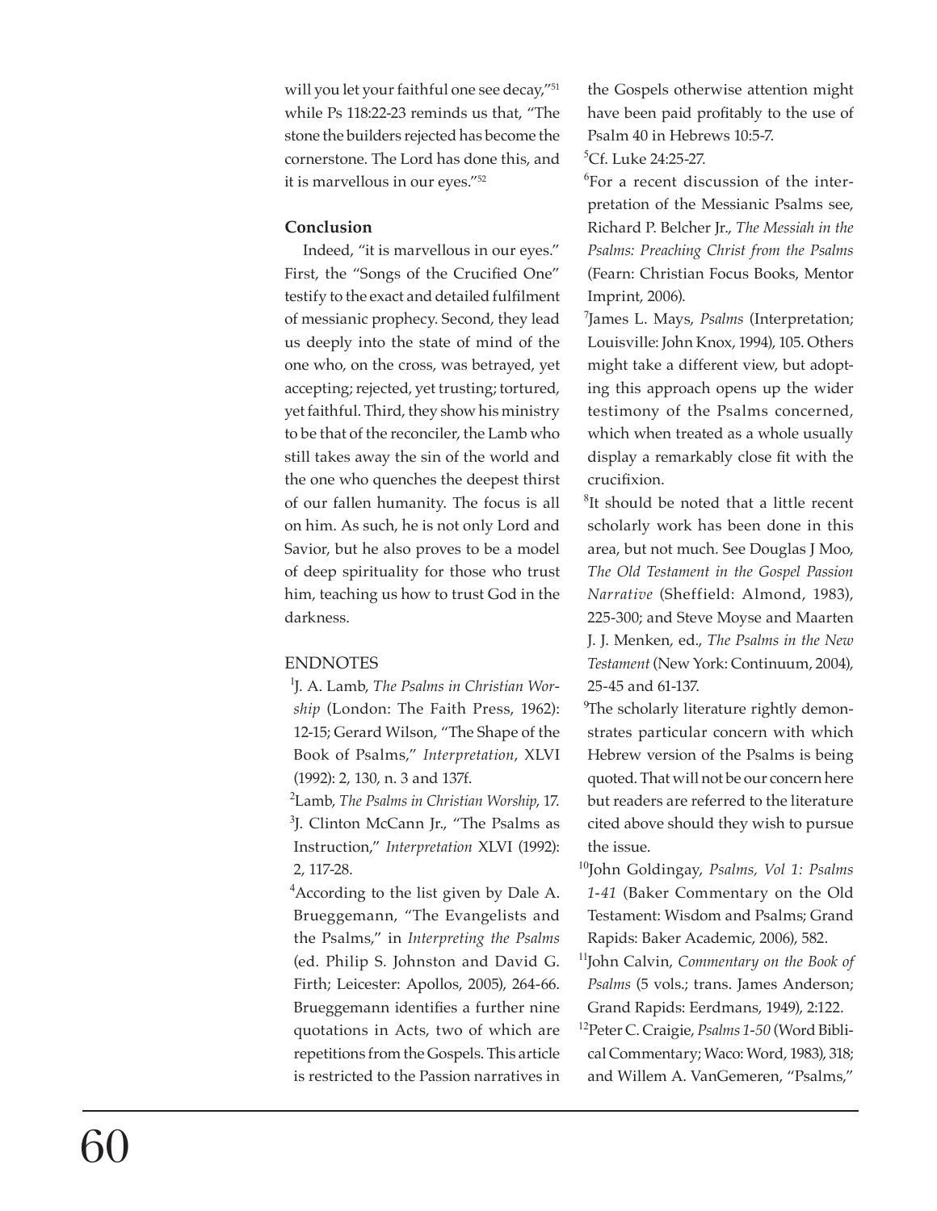will you let your faithful one see decay,"[51] while Ps 118:22-23 reminds us that, "The stone the builders rejected has become the cornerstone. The Lord has done this, and it is marvellous in our eyes."[52]

**Conclusion**

Indeed, "it is marvellous in our eyes." First, the "Songs of the Crucified One" testify to the exact and detailed fulfilment of messianic prophecy. Second, they lead us deeply into the state of mind of the one who, on the cross, was betrayed, yet accepting; rejected, yet trusting; tortured, yet faithful. Third, they show his ministry to be that of the reconciler, the Lamb who still takes away the sin of the world and the one who quenches the deepest thirst of our fallen humanity. The focus is all on him. As such, he is not only Lord and Savior, but he also proves to be a model of deep spirituality for those who trust him, teaching us how to trust God in the darkness.

ENDNOTES

[1]J. A. Lamb, *The Psalms in Christian Worship* (London: The Faith Press, 1962): 12-15; Gerard Wilson, "The Shape of the Book of Psalms," *Interpretation*, XLVI (1992): 2, 130, n. 3 and 137f.

[2]Lamb, *The Psalms in Christian Worship*, 17.

[3]J. Clinton McCann Jr., "The Psalms as Instruction," *Interpretation* XLVI (1992): 2, 117-28.

[4]According to the list given by Dale A. Brueggemann, "The Evangelists and the Psalms," in *Interpreting the Psalms* (ed. Philip S. Johnston and David G. Firth; Leicester: Apollos, 2005), 264-66. Brueggemann identifies a further nine quotations in Acts, two of which are repetitions from the Gospels. This article is restricted to the Passion narratives in the Gospels otherwise attention might have been paid profitably to the use of Psalm 40 in Hebrews 10:5-7.

[5]Cf. Luke 24:25-27.

[6]For a recent discussion of the interpretation of the Messianic Psalms see, Richard P. Belcher Jr., *The Messiah in the Psalms: Preaching Christ from the Psalms* (Fearn: Christian Focus Books, Mentor Imprint, 2006).

[7]James L. Mays, *Psalms* (Interpretation; Louisville: John Knox, 1994), 105. Others might take a different view, but adopting this approach opens up the wider testimony of the Psalms concerned, which when treated as a whole usually display a remarkably close fit with the crucifixion.

[8]It should be noted that a little recent scholarly work has been done in this area, but not much. See Douglas J Moo, *The Old Testament in the Gospel Passion Narrative* (Sheffield: Almond, 1983), 225-300; and Steve Moyse and Maarten J. J. Menken, ed., *The Psalms in the New Testament* (New York: Continuum, 2004), 25-45 and 61-137.

[9]The scholarly literature rightly demonstrates particular concern with which Hebrew version of the Psalms is being quoted. That will not be our concern here but readers are referred to the literature cited above should they wish to pursue the issue.

[10]John Goldingay, *Psalms, Vol 1: Psalms 1-41* (Baker Commentary on the Old Testament: Wisdom and Psalms; Grand Rapids: Baker Academic, 2006), 582.

[11]John Calvin, *Commentary on the Book of Psalms* (5 vols.; trans. James Anderson; Grand Rapids: Eerdmans, 1949), 2:122.

[12]Peter C. Craigie, *Psalms 1-50* (Word Biblical Commentary; Waco: Word, 1983), 318; and Willem A. VanGemeren, "Psalms,"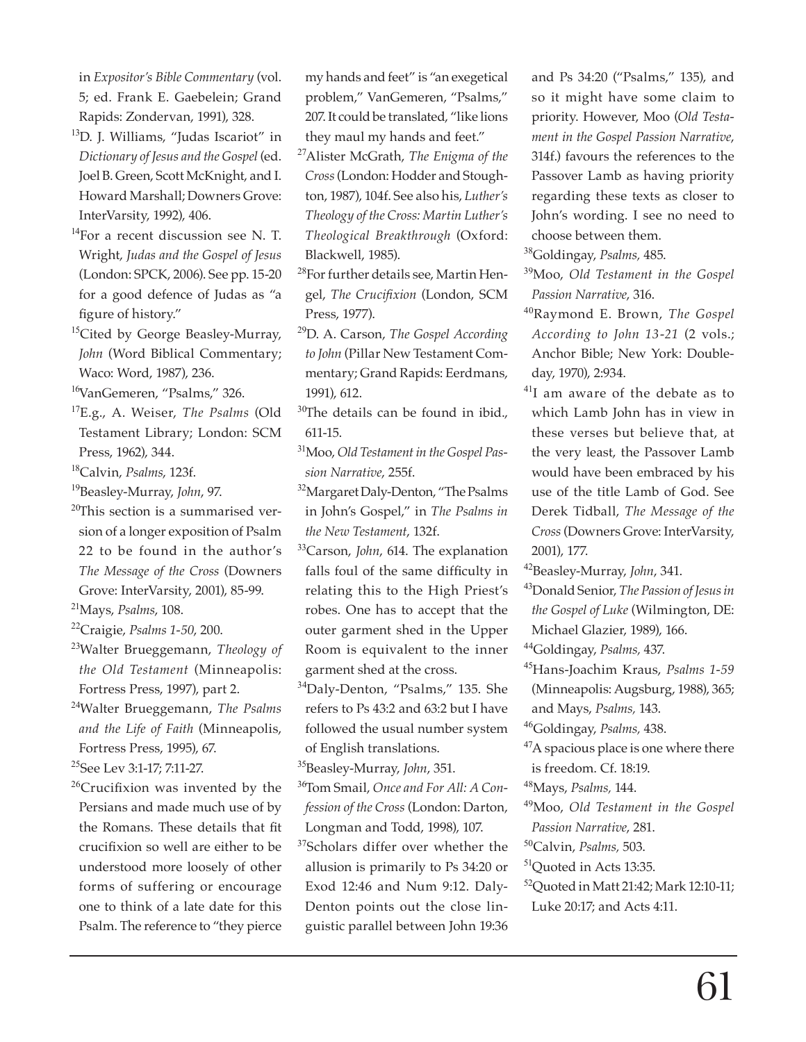in *Expositor's Bible Commentary* (vol. 5; ed. Frank E. Gaebelein; Grand Rapids: Zondervan, 1991), 328.

[13]D. J. Williams, "Judas Iscariot" in *Dictionary of Jesus and the Gospel* (ed. Joel B. Green, Scott McKnight, and I. Howard Marshall; Downers Grove: InterVarsity, 1992), 406.

[14]For a recent discussion see N. T. Wright, *Judas and the Gospel of Jesus* (London: SPCK, 2006). See pp. 15-20 for a good defence of Judas as "a figure of history."

[15]Cited by George Beasley-Murray, *John* (Word Biblical Commentary; Waco: Word, 1987), 236.

[16]VanGemeren, "Psalms," 326.

[17]E.g., A. Weiser, *The Psalms* (Old Testament Library; London: SCM Press, 1962), 344.

[18]Calvin, *Psalms*, 123f.

[19]Beasley-Murray, *John*, 97.

[20]This section is a summarised version of a longer exposition of Psalm 22 to be found in the author's *The Message of the Cross* (Downers Grove: InterVarsity, 2001), 85-99.

[21]Mays, *Psalms*, 108.

[22]Craigie, *Psalms 1-50*, 200.

[23]Walter Brueggemann, *Theology of the Old Testament* (Minneapolis: Fortress Press, 1997), part 2.

[24]Walter Brueggemann, *The Psalms and the Life of Faith* (Minneapolis, Fortress Press, 1995), 67.

[25]See Lev 3:1-17; 7:11-27.

[26]Crucifixion was invented by the Persians and made much use of by the Romans. These details that fit crucifixion so well are either to be understood more loosely of other forms of suffering or encourage one to think of a late date for this Psalm. The reference to "they pierce my hands and feet" is "an exegetical problem," VanGemeren, "Psalms," 207. It could be translated, "like lions they maul my hands and feet."

[27]Alister McGrath, *The Enigma of the Cross* (London: Hodder and Stoughton, 1987), 104f. See also his, *Luther's Theology of the Cross: Martin Luther's Theological Breakthrough* (Oxford: Blackwell, 1985).

[28]For further details see, Martin Hengel, *The Crucifixion* (London, SCM Press, 1977).

[29]D. A. Carson, *The Gospel According to John* (Pillar New Testament Commentary; Grand Rapids: Eerdmans, 1991), 612.

[30]The details can be found in ibid., 611-15.

[31]Moo, *Old Testament in the Gospel Passion Narrative*, 255f.

[32]Margaret Daly-Denton, "The Psalms in John's Gospel," in *The Psalms in the New Testament*, 132f.

[33]Carson, *John*, 614. The explanation falls foul of the same difficulty in relating this to the High Priest's robes. One has to accept that the outer garment shed in the Upper Room is equivalent to the inner garment shed at the cross.

[34]Daly-Denton, "Psalms," 135. She refers to Ps 43:2 and 63:2 but I have followed the usual number system of English translations.

[35]Beasley-Murray, *John*, 351.

[36]Tom Smail, *Once and For All: A Confession of the Cross* (London: Darton, Longman and Todd, 1998), 107.

[37]Scholars differ over whether the allusion is primarily to Ps 34:20 or Exod 12:46 and Num 9:12. Daly-Denton points out the close linguistic parallel between John 19:36 and Ps 34:20 ("Psalms," 135), and so it might have some claim to priority. However, Moo (*Old Testament in the Gospel Passion Narrative*, 314f.) favours the references to the Passover Lamb as having priority regarding these texts as closer to John's wording. I see no need to choose between them.

[38]Goldingay, *Psalms,* 485.

[39]Moo, *Old Testament in the Gospel Passion Narrative*, 316.

[40]Raymond E. Brown, *The Gospel According to John 13-21* (2 vols.; Anchor Bible; New York: Doubleday, 1970), 2:934.

[41]I am aware of the debate as to which Lamb John has in view in these verses but believe that, at the very least, the Passover Lamb would have been embraced by his use of the title Lamb of God. See Derek Tidball, *The Message of the Cross* (Downers Grove: InterVarsity, 2001), 177.

[42]Beasley-Murray, *John*, 341.

[43]Donald Senior, *The Passion of Jesus in the Gospel of Luke* (Wilmington, DE: Michael Glazier, 1989), 166.

[44]Goldingay, *Psalms,* 437.

[45]Hans-Joachim Kraus, *Psalms 1-59* (Minneapolis: Augsburg, 1988), 365; and Mays, *Psalms,* 143.

[46]Goldingay, *Psalms,* 438.

[47]A spacious place is one where there is freedom. Cf. 18:19.

[48]Mays, *Psalms,* 144.

[49]Moo, *Old Testament in the Gospel Passion Narrative*, 281.

[50]Calvin, *Psalms,* 503.

[51]Quoted in Acts 13:35.

[52]Quoted in Matt 21:42; Mark 12:10-11; Luke 20:17; and Acts 4:11.